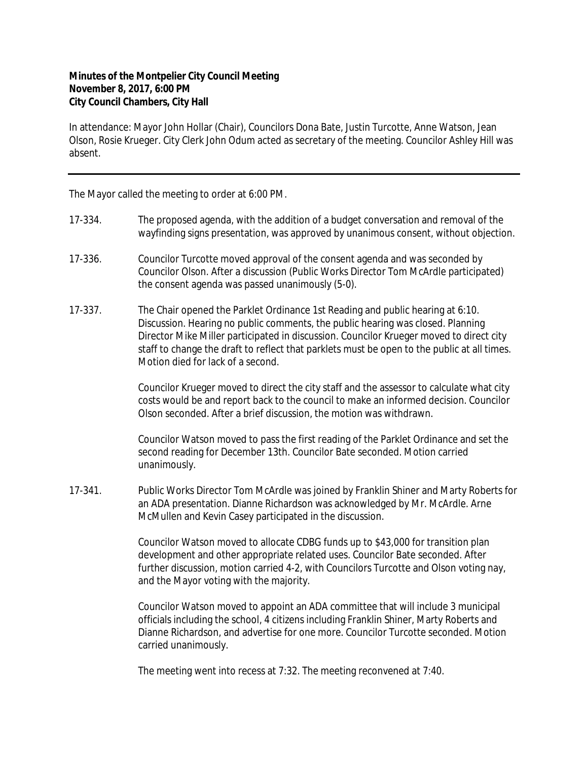**Minutes of the Montpelier City Council Meeting**
**November 8, 2017, 6:00 PM**
**City Council Chambers, City Hall**

In attendance: Mayor John Hollar (Chair), Councilors Dona Bate, Justin Turcotte, Anne Watson, Jean Olson, Rosie Krueger. City Clerk John Odum acted as secretary of the meeting. Councilor Ashley Hill was absent.

---

The Mayor called the meeting to order at 6:00 PM.

17-334. The proposed agenda, with the addition of a budget conversation and removal of the wayfinding signs presentation, was approved by unanimous consent, without objection.

17-336. Councilor Turcotte moved approval of the consent agenda and was seconded by Councilor Olson. After a discussion (Public Works Director Tom McArdle participated) the consent agenda was passed unanimously (5-0).

17-337. The Chair opened the Parklet Ordinance 1st Reading and public hearing at 6:10. Discussion. Hearing no public comments, the public hearing was closed. Planning Director Mike Miller participated in discussion. Councilor Krueger moved to direct city staff to change the draft to reflect that parklets must be open to the public at all times. Motion died for lack of a second.

Councilor Krueger moved to direct the city staff and the assessor to calculate what city costs would be and report back to the council to make an informed decision. Councilor Olson seconded. After a brief discussion, the motion was withdrawn.

Councilor Watson moved to pass the first reading of the Parklet Ordinance and set the second reading for December 13th. Councilor Bate seconded. Motion carried unanimously.

17-341. Public Works Director Tom McArdle was joined by Franklin Shiner and Marty Roberts for an ADA presentation. Dianne Richardson was acknowledged by Mr. McArdle. Arne McMullen and Kevin Casey participated in the discussion.

Councilor Watson moved to allocate CDBG funds up to $43,000 for transition plan development and other appropriate related uses. Councilor Bate seconded. After further discussion, motion carried 4-2, with Councilors Turcotte and Olson voting nay, and the Mayor voting with the majority.

Councilor Watson moved to appoint an ADA committee that will include 3 municipal officials including the school, 4 citizens including Franklin Shiner, Marty Roberts and Dianne Richardson, and advertise for one more. Councilor Turcotte seconded. Motion carried unanimously.

The meeting went into recess at 7:32. The meeting reconvened at 7:40.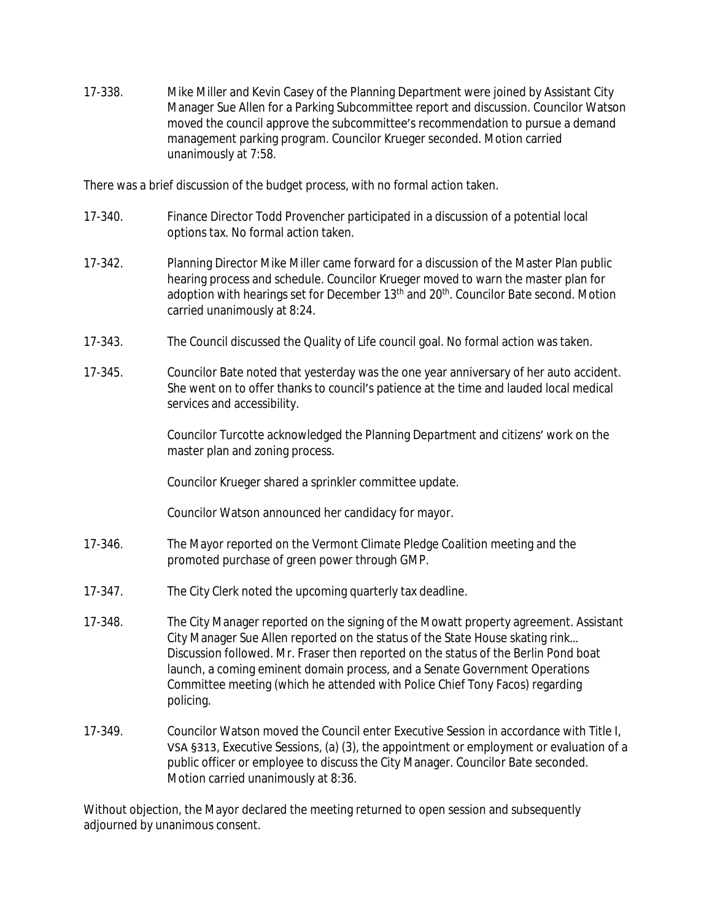17-338. Mike Miller and Kevin Casey of the Planning Department were joined by Assistant City Manager Sue Allen for a Parking Subcommittee report and discussion. Councilor Watson moved the council approve the subcommittee's recommendation to pursue a demand management parking program. Councilor Krueger seconded. Motion carried unanimously at 7:58.

There was a brief discussion of the budget process, with no formal action taken.

17-340. Finance Director Todd Provencher participated in a discussion of a potential local options tax. No formal action taken.

17-342. Planning Director Mike Miller came forward for a discussion of the Master Plan public hearing process and schedule. Councilor Krueger moved to warn the master plan for adoption with hearings set for December 13th and 20th. Councilor Bate second. Motion carried unanimously at 8:24.

17-343. The Council discussed the Quality of Life council goal. No formal action was taken.

17-345. Councilor Bate noted that yesterday was the one year anniversary of her auto accident. She went on to offer thanks to council's patience at the time and lauded local medical services and accessibility.

Councilor Turcotte acknowledged the Planning Department and citizens' work on the master plan and zoning process.

Councilor Krueger shared a sprinkler committee update.

Councilor Watson announced her candidacy for mayor.

17-346. The Mayor reported on the Vermont Climate Pledge Coalition meeting and the promoted purchase of green power through GMP.

17-347. The City Clerk noted the upcoming quarterly tax deadline.

17-348. The City Manager reported on the signing of the Mowatt property agreement. Assistant City Manager Sue Allen reported on the status of the State House skating rink… Discussion followed. Mr. Fraser then reported on the status of the Berlin Pond boat launch, a coming eminent domain process, and a Senate Government Operations Committee meeting (which he attended with Police Chief Tony Facos) regarding policing.

17-349. Councilor Watson moved the Council enter Executive Session in accordance with Title I, VSA §313, Executive Sessions, (a) (3), the appointment or employment or evaluation of a public officer or employee to discuss the City Manager. Councilor Bate seconded. Motion carried unanimously at 8:36.

Without objection, the Mayor declared the meeting returned to open session and subsequently adjourned by unanimous consent.